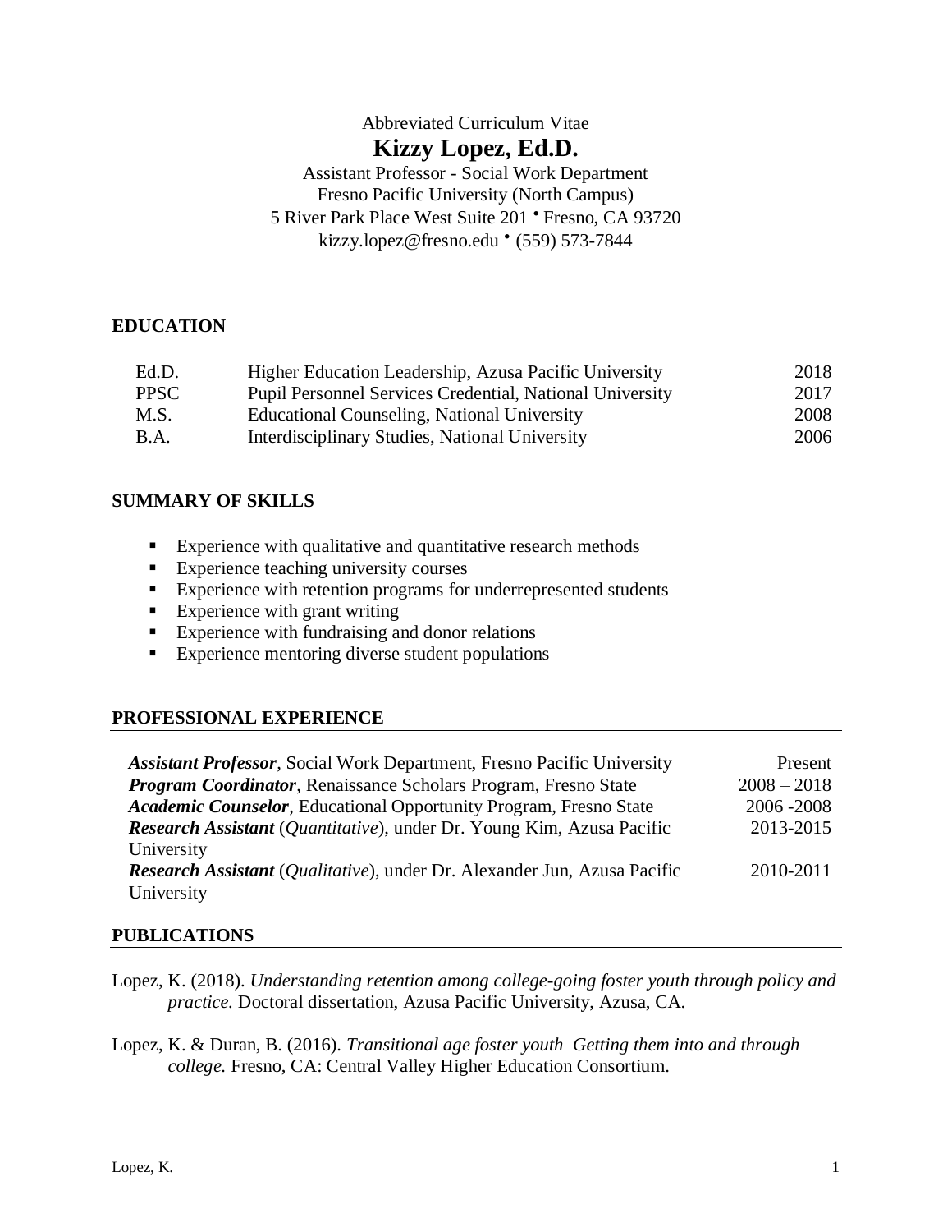Abbreviated Curriculum Vitae

# Kizzy Lopez, Ed.D.

Assistant Professor - Social Work Department
Fresno Pacific University (North Campus)
5 River Park Place West Suite 201 • Fresno, CA 93720
kizzy.lopez@fresno.edu • (559) 573-7844

## EDUCATION

| | | |
|---|---|---|
| Ed.D. | Higher Education Leadership, Azusa Pacific University | 2018 |
| PPSC | Pupil Personnel Services Credential, National University | 2017 |
| M.S. | Educational Counseling, National University | 2008 |
| B.A. | Interdisciplinary Studies, National University | 2006 |

## SUMMARY OF SKILLS

- Experience with qualitative and quantitative research methods
- Experience teaching university courses
- Experience with retention programs for underrepresented students
- Experience with grant writing
- Experience with fundraising and donor relations
- Experience mentoring diverse student populations

## PROFESSIONAL EXPERIENCE

| | |
|---|---|
| ***Assistant Professor***, Social Work Department, Fresno Pacific University | Present |
| ***Program Coordinator***, Renaissance Scholars Program, Fresno State | 2008 – 2018 |
| ***Academic Counselor***, Educational Opportunity Program, Fresno State | 2006 -2008 |
| ***Research Assistant*** (*Quantitative*), under Dr. Young Kim, Azusa Pacific University | 2013-2015 |
| ***Research Assistant*** (*Qualitative*), under Dr. Alexander Jun, Azusa Pacific University | 2010-2011 |

## PUBLICATIONS

Lopez, K. (2018). *Understanding retention among college-going foster youth through policy and practice.* Doctoral dissertation, Azusa Pacific University, Azusa, CA.

Lopez, K. & Duran, B. (2016). *Transitional age foster youth–Getting them into and through college.* Fresno, CA: Central Valley Higher Education Consortium.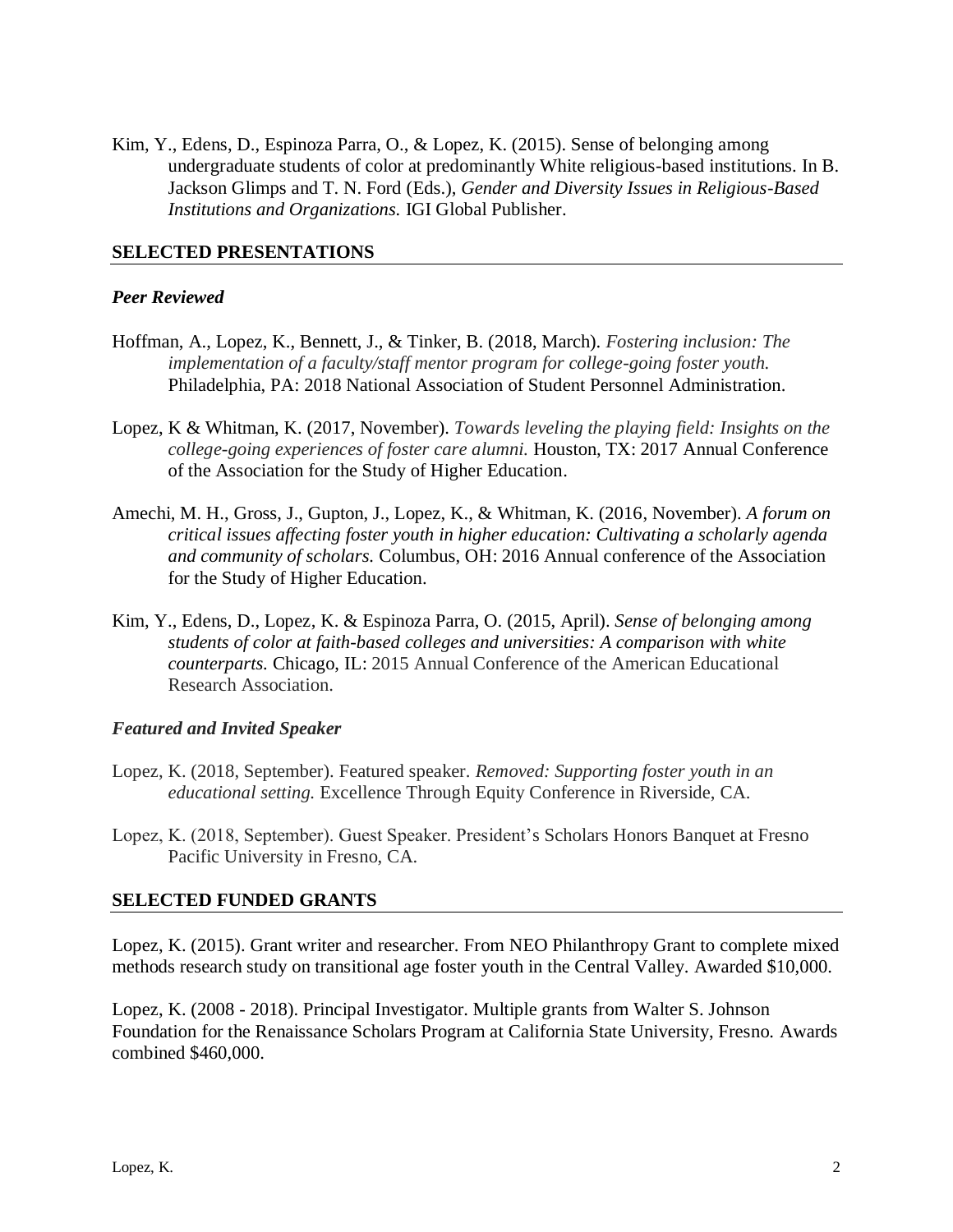Kim, Y., Edens, D., Espinoza Parra, O., & Lopez, K. (2015). Sense of belonging among undergraduate students of color at predominantly White religious-based institutions. In B. Jackson Glimps and T. N. Ford (Eds.), *Gender and Diversity Issues in Religious-Based Institutions and Organizations.* IGI Global Publisher.

## SELECTED PRESENTATIONS

### *Peer Reviewed*

Hoffman, A., Lopez, K., Bennett, J., & Tinker, B. (2018, March). *Fostering inclusion: The implementation of a faculty/staff mentor program for college-going foster youth.* Philadelphia, PA: 2018 National Association of Student Personnel Administration.

Lopez, K & Whitman, K. (2017, November). *Towards leveling the playing field: Insights on the college-going experiences of foster care alumni.* Houston, TX: 2017 Annual Conference of the Association for the Study of Higher Education.

Amechi, M. H., Gross, J., Gupton, J., Lopez, K., & Whitman, K. (2016, November). *A forum on critical issues affecting foster youth in higher education: Cultivating a scholarly agenda and community of scholars.* Columbus, OH: 2016 Annual conference of the Association for the Study of Higher Education.

Kim, Y., Edens, D., Lopez, K. & Espinoza Parra, O. (2015, April). *Sense of belonging among students of color at faith-based colleges and universities: A comparison with white counterparts.* Chicago, IL: 2015 Annual Conference of the American Educational Research Association.

### *Featured and Invited Speaker*

Lopez, K. (2018, September). Featured speaker. *Removed: Supporting foster youth in an educational setting.* Excellence Through Equity Conference in Riverside, CA.

Lopez, K. (2018, September). Guest Speaker. President's Scholars Honors Banquet at Fresno Pacific University in Fresno, CA.

## SELECTED FUNDED GRANTS

Lopez, K. (2015). Grant writer and researcher. From NEO Philanthropy Grant to complete mixed methods research study on transitional age foster youth in the Central Valley. Awarded $10,000.

Lopez, K. (2008 - 2018). Principal Investigator. Multiple grants from Walter S. Johnson Foundation for the Renaissance Scholars Program at California State University, Fresno. Awards combined $460,000.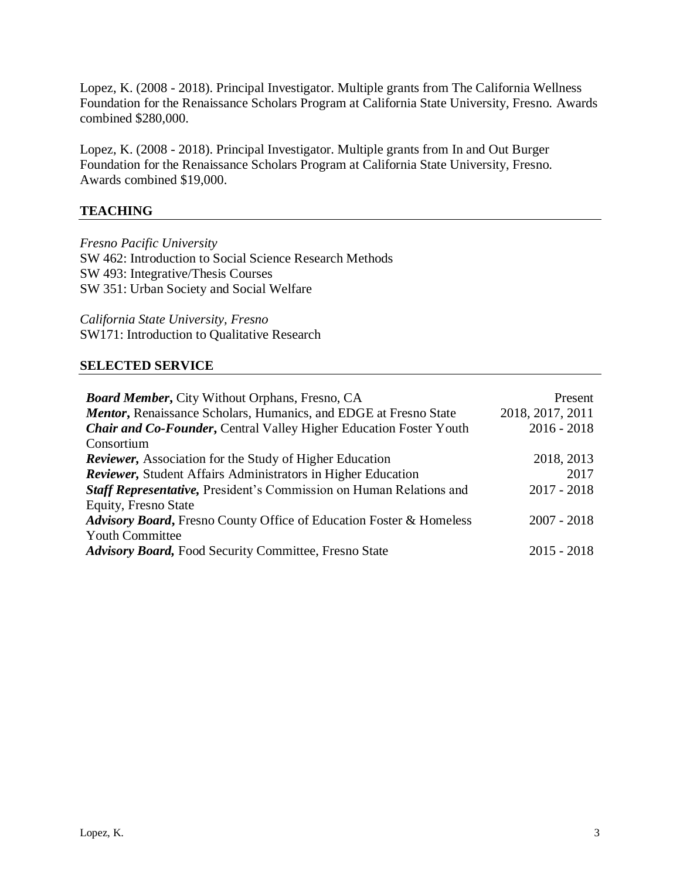Lopez, K. (2008 - 2018). Principal Investigator. Multiple grants from The California Wellness Foundation for the Renaissance Scholars Program at California State University, Fresno. Awards combined $280,000.

Lopez, K. (2008 - 2018). Principal Investigator. Multiple grants from In and Out Burger Foundation for the Renaissance Scholars Program at California State University, Fresno. Awards combined $19,000.

## TEACHING

*Fresno Pacific University*
SW 462: Introduction to Social Science Research Methods
SW 493: Integrative/Thesis Courses
SW 351: Urban Society and Social Welfare

*California State University, Fresno*
SW171: Introduction to Qualitative Research

## SELECTED SERVICE

| | |
|---|---|
| ***Board Member,*** City Without Orphans, Fresno, CA | Present |
| ***Mentor,*** Renaissance Scholars, Humanics, and EDGE at Fresno State | 2018, 2017, 2011 |
| ***Chair and Co-Founder,*** Central Valley Higher Education Foster Youth Consortium | 2016 - 2018 |
| ***Reviewer,*** Association for the Study of Higher Education | 2018, 2013 |
| ***Reviewer,*** Student Affairs Administrators in Higher Education | 2017 |
| ***Staff Representative,*** President's Commission on Human Relations and Equity, Fresno State | 2017 - 2018 |
| ***Advisory Board,*** Fresno County Office of Education Foster & Homeless Youth Committee | 2007 - 2018 |
| ***Advisory Board,*** Food Security Committee, Fresno State | 2015 - 2018 |